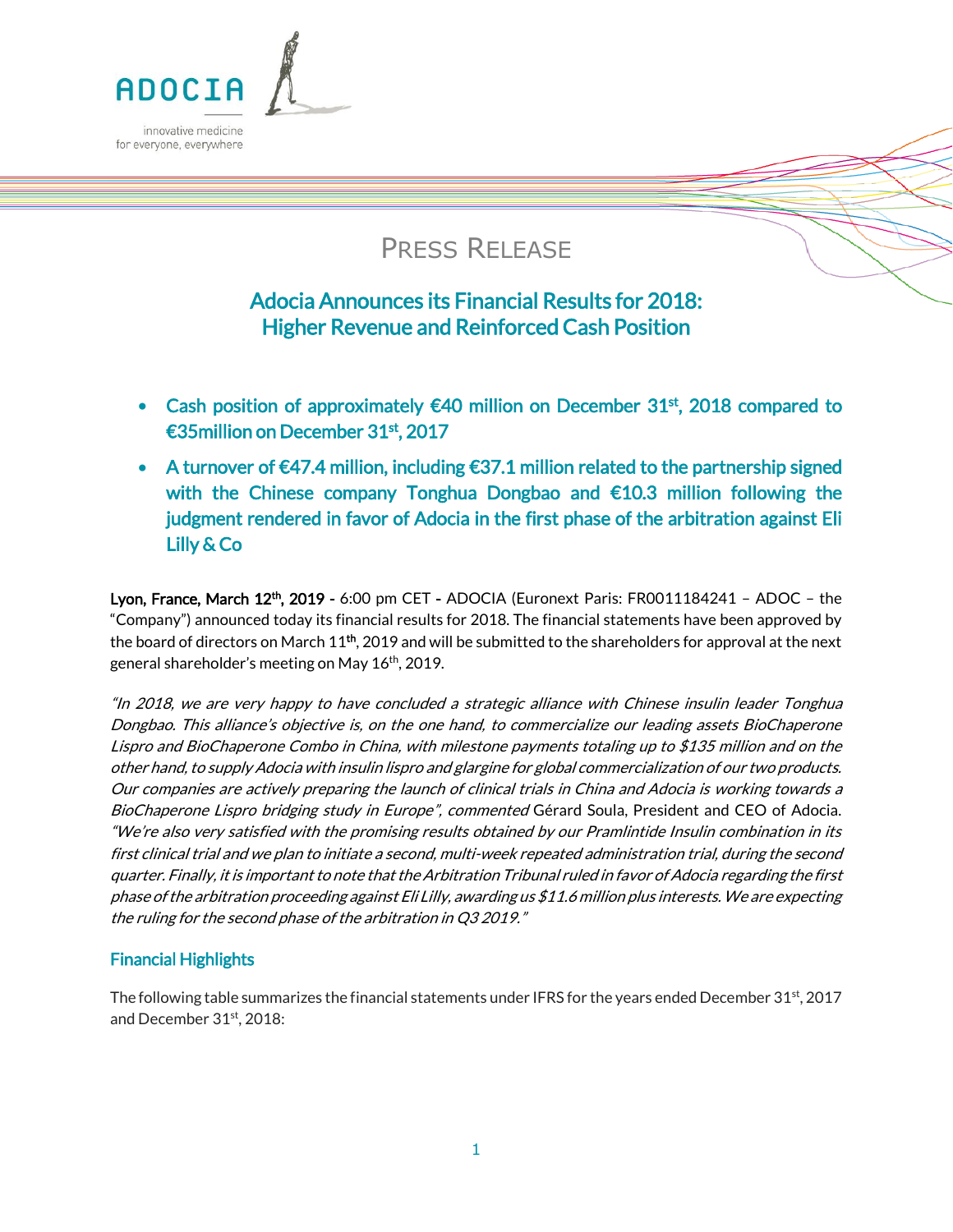ADOCIA

innovative medicine for everyone, everywhere

# PRESS RELEASE

## Adocia Announces its Financial Results for 2018: Higher Revenue and Reinforced Cash Position

- **Cash position of approximately €40 million on December 31st, 2018 compared to €35million on December 31st, 2017**
- **A turnover of €47.4 million, including €37.1 million related to the partnership signed with the Chinese company Tonghua Dongbao and €10.3 million following the judgment rendered in favor of Adocia in the first phase of the arbitration against Eli Lilly & Co**

**Lyon, France, March 12th, 2019 -** 6:00 pm CET **-** ADOCIA (Euronext Paris: FR0011184241 – ADOC – the "Company") announced today its financial results for 2018. The financial statements have been approved by the board of directors on March 11th, 2019 and will be submitted to the shareholders for approval at the next general shareholder's meeting on May 16th, 2019.

*"In 2018, we are very happy to have concluded a strategic alliance with Chinese insulin leader Tonghua Dongbao. This alliance's objective is, on the one hand, to commercialize our leading assets BioChaperone Lispro and BioChaperone Combo in China, with milestone payments totaling up to $135 million and on the other hand, to supply Adocia with insulin lispro and glargine for global commercialization of our two products. Our companies are actively preparing the launch of clinical trials in China and Adocia is working towards a BioChaperone Lispro bridging study in Europe", commented* Gérard Soula, President and CEO of Adocia. *"We're also very satisfied with the promising results obtained by our Pramlintide Insulin combination in its first clinical trial and we plan to initiate a second, multi-week repeated administration trial, during the second quarter. Finally, it is important to note that the Arbitration Tribunal ruled in favor of Adocia regarding the first phase of the arbitration proceeding against Eli Lilly, awarding us $11.6 million plus interests. We are expecting the ruling for the second phase of the arbitration in Q3 2019."*

### Financial Highlights

The following table summarizes the financial statements under IFRS for the years ended December 31st, 2017 and December 31st, 2018: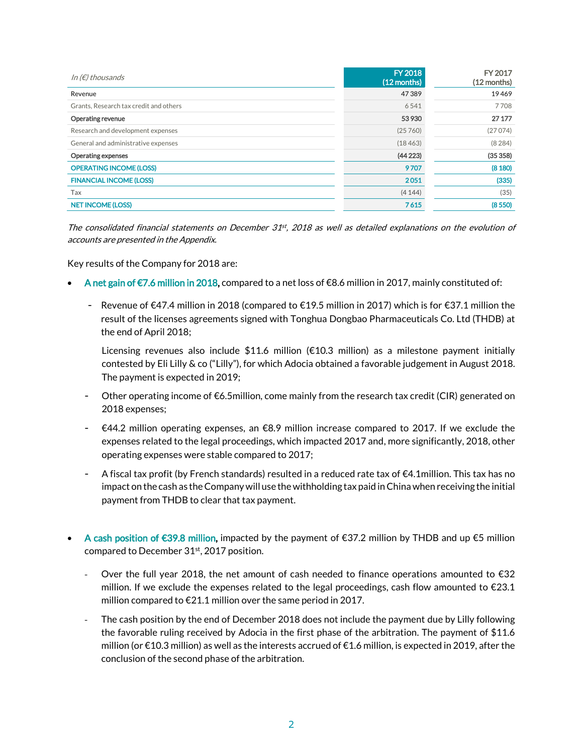| *In (€) thousands* | FY 2018 (12 months) | FY 2017 (12 months) |
|---|---|---|
| Revenue | 47 389 | 19 469 |
| Grants, Research tax credit and others | 6 541 | 7 708 |
| **Operating revenue** | **53 930** | **27 177** |
| Research and development expenses | (25 760) | (27 074) |
| General and administrative expenses | (18 463) | (8 284) |
| **Operating expenses** | **(44 223)** | **(35 358)** |
| **OPERATING INCOME (LOSS)** | **9 707** | **(8 180)** |
| **FINANCIAL INCOME (LOSS)** | **2 051** | **(335)** |
| Tax | (4 144) | (35) |
| **NET INCOME (LOSS)** | **7 615** | **(8 550)** |

*The consolidated financial statements on December 31st, 2018 as well as detailed explanations on the evolution of accounts are presented in the Appendix.*

Key results of the Company for 2018 are:

- **A net gain of €7.6 million in 2018,** compared to a net loss of €8.6 million in 2017, mainly constituted of:
  - Revenue of €47.4 million in 2018 (compared to €19.5 million in 2017) which is for €37.1 million the result of the licenses agreements signed with Tonghua Dongbao Pharmaceuticals Co. Ltd (THDB) at the end of April 2018;

    Licensing revenues also include $11.6 million (€10.3 million) as a milestone payment initially contested by Eli Lilly & co ("Lilly"), for which Adocia obtained a favorable judgement in August 2018. The payment is expected in 2019;
  - Other operating income of €6.5million, come mainly from the research tax credit (CIR) generated on 2018 expenses;
  - €44.2 million operating expenses, an €8.9 million increase compared to 2017. If we exclude the expenses related to the legal proceedings, which impacted 2017 and, more significantly, 2018, other operating expenses were stable compared to 2017;
  - A fiscal tax profit (by French standards) resulted in a reduced rate tax of €4.1million. This tax has no impact on the cash as the Company will use the withholding tax paid in China when receiving the initial payment from THDB to clear that tax payment.

- **A cash position of €39.8 million,** impacted by the payment of €37.2 million by THDB and up €5 million compared to December 31st, 2017 position.
  - Over the full year 2018, the net amount of cash needed to finance operations amounted to €32 million. If we exclude the expenses related to the legal proceedings, cash flow amounted to €23.1 million compared to €21.1 million over the same period in 2017.
  - The cash position by the end of December 2018 does not include the payment due by Lilly following the favorable ruling received by Adocia in the first phase of the arbitration. The payment of $11.6 million (or €10.3 million) as well as the interests accrued of €1.6 million, is expected in 2019, after the conclusion of the second phase of the arbitration.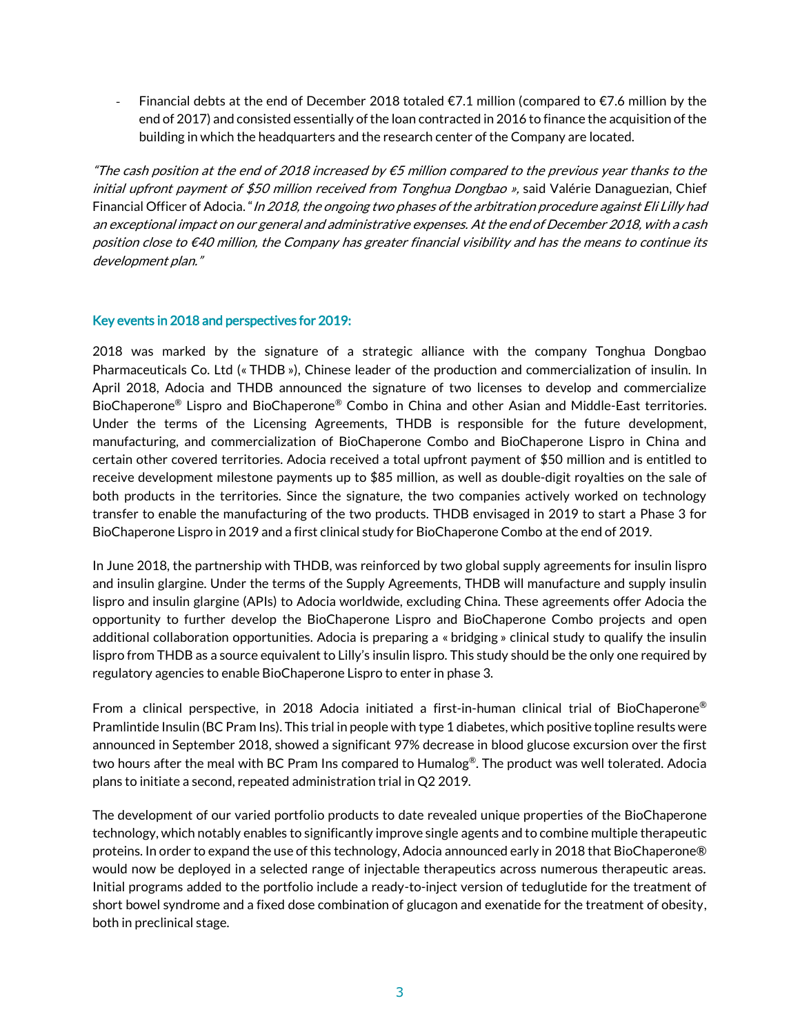- Financial debts at the end of December 2018 totaled €7.1 million (compared to €7.6 million by the end of 2017) and consisted essentially of the loan contracted in 2016 to finance the acquisition of the building in which the headquarters and the research center of the Company are located.

*"The cash position at the end of 2018 increased by €5 million compared to the previous year thanks to the initial upfront payment of $50 million received from Tonghua Dongbao »,* said Valérie Danaguezian, Chief Financial Officer of Adocia. "*In 2018, the ongoing two phases of the arbitration procedure against Eli Lilly had an exceptional impact on our general and administrative expenses. At the end of December 2018, with a cash position close to €40 million, the Company has greater financial visibility and has the means to continue its development plan."*

## Key events in 2018 and perspectives for 2019:

2018 was marked by the signature of a strategic alliance with the company Tonghua Dongbao Pharmaceuticals Co. Ltd (« THDB »), Chinese leader of the production and commercialization of insulin. In April 2018, Adocia and THDB announced the signature of two licenses to develop and commercialize BioChaperone® Lispro and BioChaperone® Combo in China and other Asian and Middle-East territories. Under the terms of the Licensing Agreements, THDB is responsible for the future development, manufacturing, and commercialization of BioChaperone Combo and BioChaperone Lispro in China and certain other covered territories. Adocia received a total upfront payment of $50 million and is entitled to receive development milestone payments up to $85 million, as well as double-digit royalties on the sale of both products in the territories. Since the signature, the two companies actively worked on technology transfer to enable the manufacturing of the two products. THDB envisaged in 2019 to start a Phase 3 for BioChaperone Lispro in 2019 and a first clinical study for BioChaperone Combo at the end of 2019.

In June 2018, the partnership with THDB, was reinforced by two global supply agreements for insulin lispro and insulin glargine. Under the terms of the Supply Agreements, THDB will manufacture and supply insulin lispro and insulin glargine (APIs) to Adocia worldwide, excluding China. These agreements offer Adocia the opportunity to further develop the BioChaperone Lispro and BioChaperone Combo projects and open additional collaboration opportunities. Adocia is preparing a « bridging » clinical study to qualify the insulin lispro from THDB as a source equivalent to Lilly's insulin lispro. This study should be the only one required by regulatory agencies to enable BioChaperone Lispro to enter in phase 3.

From a clinical perspective, in 2018 Adocia initiated a first-in-human clinical trial of BioChaperone® Pramlintide Insulin (BC Pram Ins). This trial in people with type 1 diabetes, which positive topline results were announced in September 2018, showed a significant 97% decrease in blood glucose excursion over the first two hours after the meal with BC Pram Ins compared to Humalog®. The product was well tolerated. Adocia plans to initiate a second, repeated administration trial in Q2 2019.

The development of our varied portfolio products to date revealed unique properties of the BioChaperone technology, which notably enables to significantly improve single agents and to combine multiple therapeutic proteins. In order to expand the use of this technology, Adocia announced early in 2018 that BioChaperone® would now be deployed in a selected range of injectable therapeutics across numerous therapeutic areas. Initial programs added to the portfolio include a ready-to-inject version of teduglutide for the treatment of short bowel syndrome and a fixed dose combination of glucagon and exenatide for the treatment of obesity, both in preclinical stage.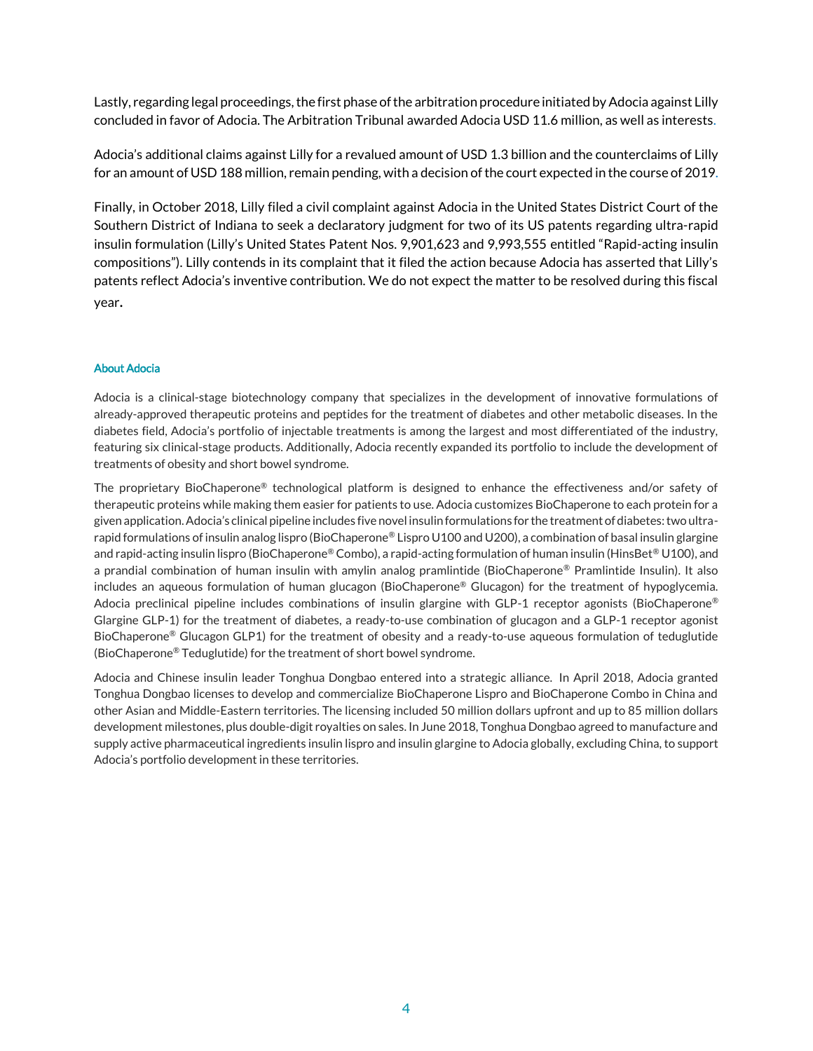Lastly, regarding legal proceedings, the first phase of the arbitration procedure initiated by Adocia against Lilly concluded in favor of Adocia. The Arbitration Tribunal awarded Adocia USD 11.6 million, as well as interests.

Adocia's additional claims against Lilly for a revalued amount of USD 1.3 billion and the counterclaims of Lilly for an amount of USD 188 million, remain pending, with a decision of the court expected in the course of 2019.

Finally, in October 2018, Lilly filed a civil complaint against Adocia in the United States District Court of the Southern District of Indiana to seek a declaratory judgment for two of its US patents regarding ultra-rapid insulin formulation (Lilly's United States Patent Nos. 9,901,623 and 9,993,555 entitled "Rapid-acting insulin compositions"). Lilly contends in its complaint that it filed the action because Adocia has asserted that Lilly's patents reflect Adocia's inventive contribution. We do not expect the matter to be resolved during this fiscal year.

### About Adocia

Adocia is a clinical-stage biotechnology company that specializes in the development of innovative formulations of already-approved therapeutic proteins and peptides for the treatment of diabetes and other metabolic diseases. In the diabetes field, Adocia's portfolio of injectable treatments is among the largest and most differentiated of the industry, featuring six clinical-stage products. Additionally, Adocia recently expanded its portfolio to include the development of treatments of obesity and short bowel syndrome.

The proprietary BioChaperone® technological platform is designed to enhance the effectiveness and/or safety of therapeutic proteins while making them easier for patients to use. Adocia customizes BioChaperone to each protein for a given application. Adocia's clinical pipeline includes five novel insulin formulations for the treatment of diabetes: two ultra-rapid formulations of insulin analog lispro (BioChaperone® Lispro U100 and U200), a combination of basal insulin glargine and rapid-acting insulin lispro (BioChaperone® Combo), a rapid-acting formulation of human insulin (HinsBet® U100), and a prandial combination of human insulin with amylin analog pramlintide (BioChaperone® Pramlintide Insulin). It also includes an aqueous formulation of human glucagon (BioChaperone® Glucagon) for the treatment of hypoglycemia. Adocia preclinical pipeline includes combinations of insulin glargine with GLP-1 receptor agonists (BioChaperone® Glargine GLP-1) for the treatment of diabetes, a ready-to-use combination of glucagon and a GLP-1 receptor agonist BioChaperone® Glucagon GLP1) for the treatment of obesity and a ready-to-use aqueous formulation of teduglutide (BioChaperone® Teduglutide) for the treatment of short bowel syndrome.

Adocia and Chinese insulin leader Tonghua Dongbao entered into a strategic alliance. In April 2018, Adocia granted Tonghua Dongbao licenses to develop and commercialize BioChaperone Lispro and BioChaperone Combo in China and other Asian and Middle-Eastern territories. The licensing included 50 million dollars upfront and up to 85 million dollars development milestones, plus double-digit royalties on sales. In June 2018, Tonghua Dongbao agreed to manufacture and supply active pharmaceutical ingredients insulin lispro and insulin glargine to Adocia globally, excluding China, to support Adocia's portfolio development in these territories.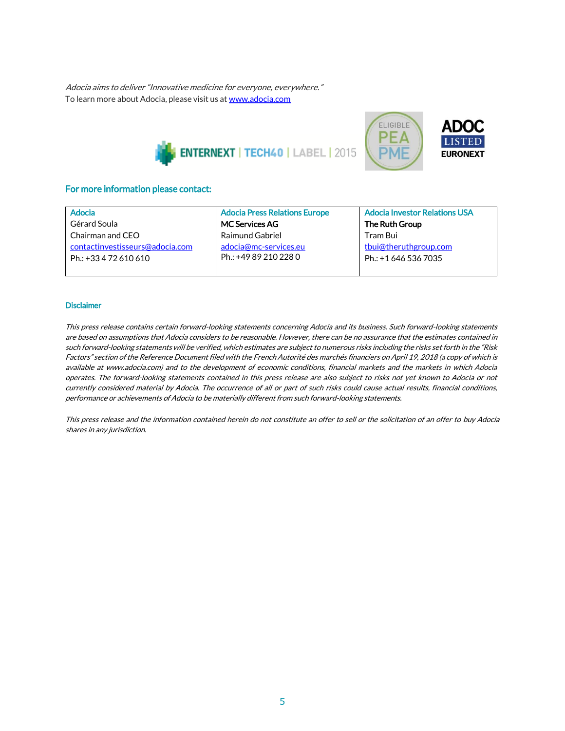*Adocia aims to deliver "Innovative medicine for everyone, everywhere."*
To learn more about Adocia, please visit us at [www.adocia.com](http://www.adocia.com)

## For more information please contact:

| Adocia | Adocia Press Relations Europe | Adocia Investor Relations USA |
|---|---|---|
| Gérard Soula | **MC Services AG** | **The Ruth Group** |
| Chairman and CEO | Raimund Gabriel | Tram Bui |
| contactinvestisseurs@adocia.com | adocia@mc-services.eu | tbui@theruthgroup.com |
| Ph.: +33 4 72 610 610 | Ph.: +49 89 210 228 0 | Ph.: +1 646 536 7035 |

### Disclaimer

*This press release contains certain forward-looking statements concerning Adocia and its business. Such forward-looking statements are based on assumptions that Adocia considers to be reasonable. However, there can be no assurance that the estimates contained in such forward-looking statements will be verified, which estimates are subject to numerous risks including the risks set forth in the "Risk Factors" section of the Reference Document filed with the French Autorité des marchés financiers on April 19, 2018 (a copy of which is available at www.adocia.com) and to the development of economic conditions, financial markets and the markets in which Adocia operates. The forward-looking statements contained in this press release are also subject to risks not yet known to Adocia or not currently considered material by Adocia. The occurrence of all or part of such risks could cause actual results, financial conditions, performance or achievements of Adocia to be materially different from such forward-looking statements.*

*This press release and the information contained herein do not constitute an offer to sell or the solicitation of an offer to buy Adocia shares in any jurisdiction.*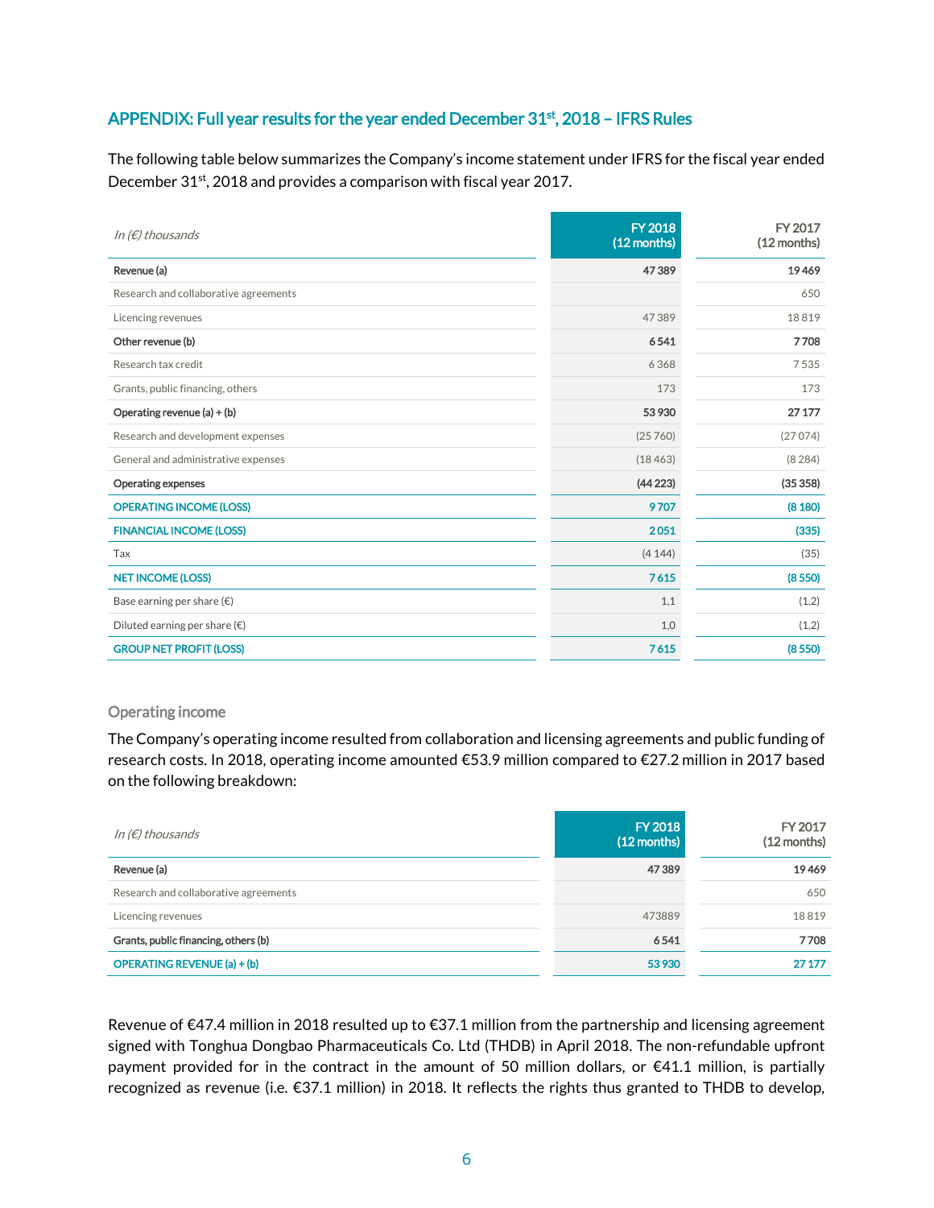## APPENDIX: Full year results for the year ended December 31st, 2018 – IFRS Rules

The following table below summarizes the Company's income statement under IFRS for the fiscal year ended December 31st, 2018 and provides a comparison with fiscal year 2017.

| *In (€) thousands* | FY 2018 (12 months) | FY 2017 (12 months) |
|---|---|---|
| **Revenue (a)** | **47 389** | **19 469** |
| Research and collaborative agreements | | 650 |
| Licencing revenues | 47 389 | 18 819 |
| **Other revenue (b)** | **6 541** | **7 708** |
| Research tax credit | 6 368 | 7 535 |
| Grants, public financing, others | 173 | 173 |
| **Operating revenue (a) + (b)** | **53 930** | **27 177** |
| Research and development expenses | (25 760) | (27 074) |
| General and administrative expenses | (18 463) | (8 284) |
| **Operating expenses** | **(44 223)** | **(35 358)** |
| **OPERATING INCOME (LOSS)** | **9 707** | **(8 180)** |
| **FINANCIAL INCOME (LOSS)** | **2 051** | **(335)** |
| Tax | (4 144) | (35) |
| **NET INCOME (LOSS)** | **7 615** | **(8 550)** |
| Base earning per share (€) | 1,1 | (1,2) |
| Diluted earning per share (€) | 1,0 | (1,2) |
| **GROUP NET PROFIT (LOSS)** | **7 615** | **(8 550)** |

### Operating income

The Company's operating income resulted from collaboration and licensing agreements and public funding of research costs. In 2018, operating income amounted €53.9 million compared to €27.2 million in 2017 based on the following breakdown:

| *In (€) thousands* | FY 2018 (12 months) | FY 2017 (12 months) |
|---|---|---|
| **Revenue (a)** | **47 389** | **19 469** |
| Research and collaborative agreements | | 650 |
| Licencing revenues | 473889 | 18 819 |
| **Grants, public financing, others (b)** | **6 541** | **7 708** |
| **OPERATING REVENUE (a) + (b)** | **53 930** | **27 177** |

Revenue of €47.4 million in 2018 resulted up to €37.1 million from the partnership and licensing agreement signed with Tonghua Dongbao Pharmaceuticals Co. Ltd (THDB) in April 2018. The non-refundable upfront payment provided for in the contract in the amount of 50 million dollars, or €41.1 million, is partially recognized as revenue (i.e. €37.1 million) in 2018. It reflects the rights thus granted to THDB to develop,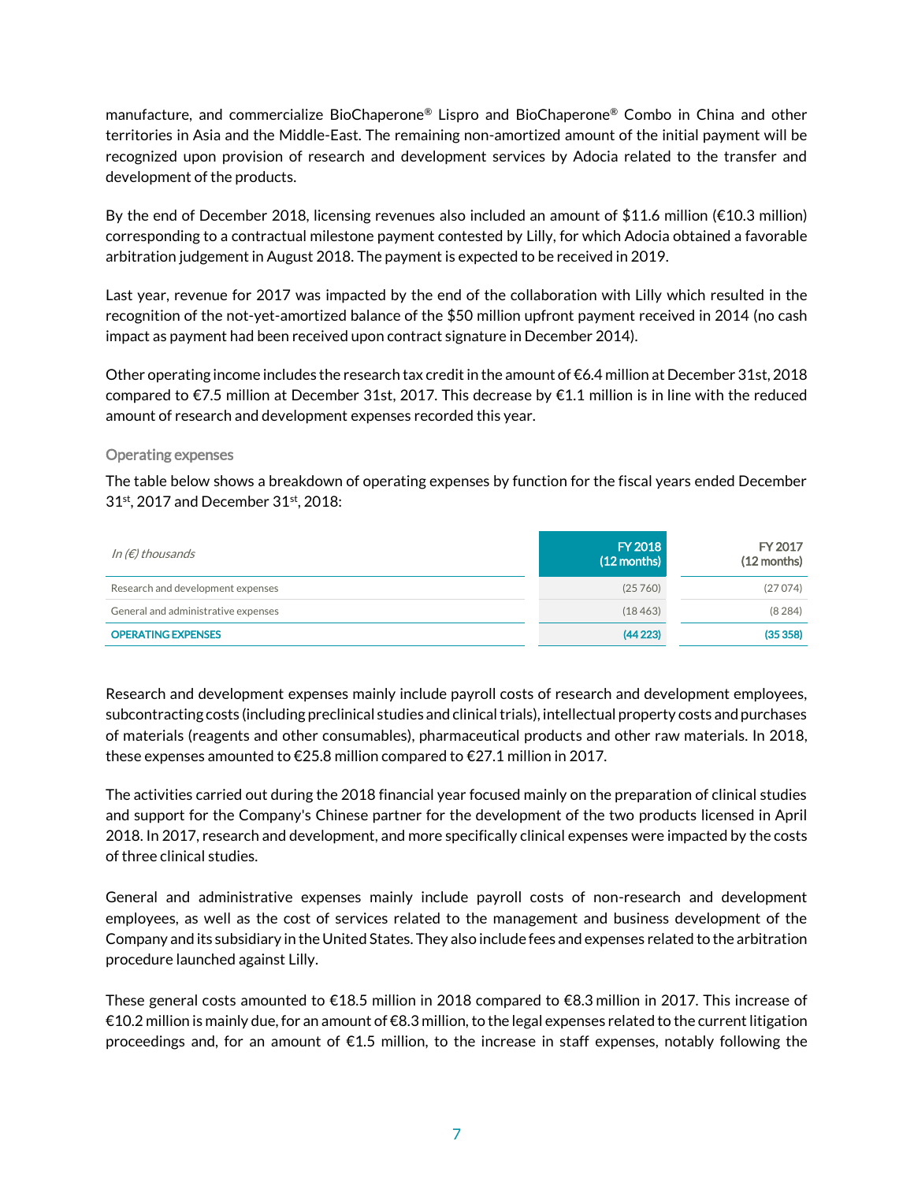manufacture, and commercialize BioChaperone® Lispro and BioChaperone® Combo in China and other territories in Asia and the Middle-East. The remaining non-amortized amount of the initial payment will be recognized upon provision of research and development services by Adocia related to the transfer and development of the products.

By the end of December 2018, licensing revenues also included an amount of $11.6 million (€10.3 million) corresponding to a contractual milestone payment contested by Lilly, for which Adocia obtained a favorable arbitration judgement in August 2018. The payment is expected to be received in 2019.

Last year, revenue for 2017 was impacted by the end of the collaboration with Lilly which resulted in the recognition of the not-yet-amortized balance of the $50 million upfront payment received in 2014 (no cash impact as payment had been received upon contract signature in December 2014).

Other operating income includes the research tax credit in the amount of €6.4 million at December 31st, 2018 compared to €7.5 million at December 31st, 2017. This decrease by €1.1 million is in line with the reduced amount of research and development expenses recorded this year.

### Operating expenses

The table below shows a breakdown of operating expenses by function for the fiscal years ended December 31st, 2017 and December 31st, 2018:

| *In (€) thousands* | FY 2018 (12 months) | FY 2017 (12 months) |
|---|---|---|
| Research and development expenses | (25 760) | (27 074) |
| General and administrative expenses | (18 463) | (8 284) |
| **OPERATING EXPENSES** | **(44 223)** | **(35 358)** |

Research and development expenses mainly include payroll costs of research and development employees, subcontracting costs (including preclinical studies and clinical trials), intellectual property costs and purchases of materials (reagents and other consumables), pharmaceutical products and other raw materials. In 2018, these expenses amounted to €25.8 million compared to €27.1 million in 2017.

The activities carried out during the 2018 financial year focused mainly on the preparation of clinical studies and support for the Company's Chinese partner for the development of the two products licensed in April 2018. In 2017, research and development, and more specifically clinical expenses were impacted by the costs of three clinical studies.

General and administrative expenses mainly include payroll costs of non-research and development employees, as well as the cost of services related to the management and business development of the Company and its subsidiary in the United States. They also include fees and expenses related to the arbitration procedure launched against Lilly.

These general costs amounted to €18.5 million in 2018 compared to €8.3 million in 2017. This increase of €10.2 million is mainly due, for an amount of €8.3 million, to the legal expenses related to the current litigation proceedings and, for an amount of €1.5 million, to the increase in staff expenses, notably following the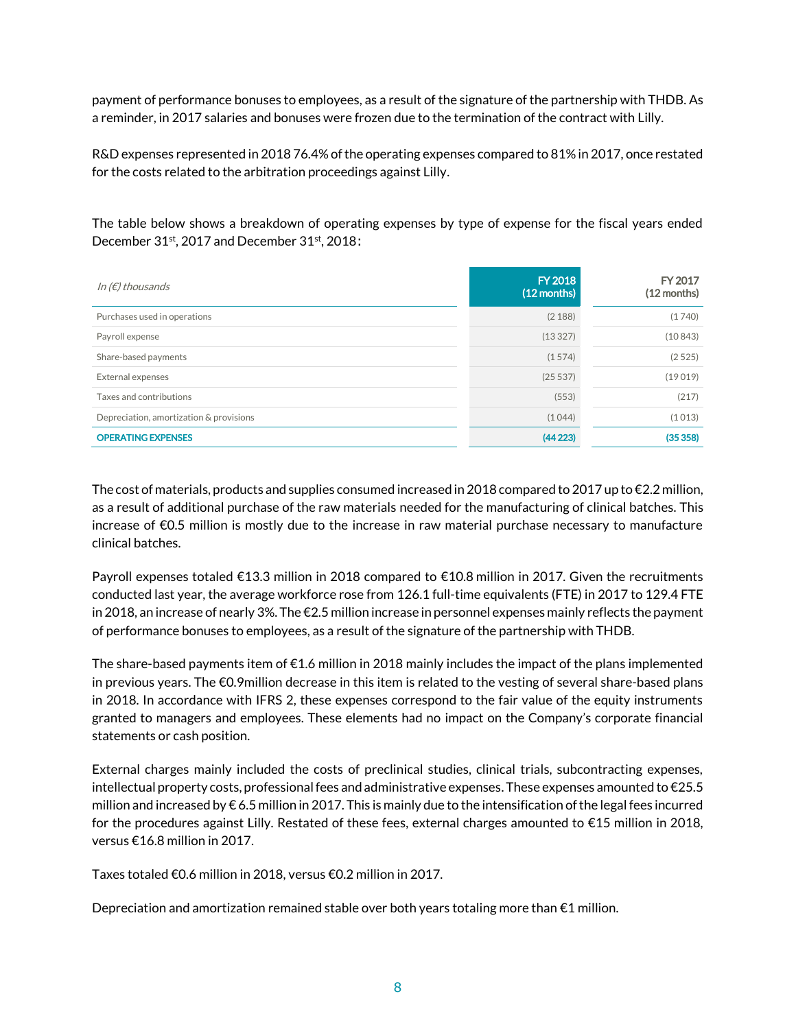payment of performance bonuses to employees, as a result of the signature of the partnership with THDB. As a reminder, in 2017 salaries and bonuses were frozen due to the termination of the contract with Lilly.

R&D expenses represented in 2018 76.4% of the operating expenses compared to 81% in 2017, once restated for the costs related to the arbitration proceedings against Lilly.

The table below shows a breakdown of operating expenses by type of expense for the fiscal years ended December 31st, 2017 and December 31st, 2018:

| *In (€) thousands* | FY 2018 (12 months) | FY 2017 (12 months) |
|---|---|---|
| Purchases used in operations | (2 188) | (1 740) |
| Payroll expense | (13 327) | (10 843) |
| Share-based payments | (1 574) | (2 525) |
| External expenses | (25 537) | (19 019) |
| Taxes and contributions | (553) | (217) |
| Depreciation, amortization & provisions | (1 044) | (1 013) |
| **OPERATING EXPENSES** | **(44 223)** | **(35 358)** |

The cost of materials, products and supplies consumed increased in 2018 compared to 2017 up to €2.2 million, as a result of additional purchase of the raw materials needed for the manufacturing of clinical batches. This increase of €0.5 million is mostly due to the increase in raw material purchase necessary to manufacture clinical batches.

Payroll expenses totaled €13.3 million in 2018 compared to €10.8 million in 2017. Given the recruitments conducted last year, the average workforce rose from 126.1 full-time equivalents (FTE) in 2017 to 129.4 FTE in 2018, an increase of nearly 3%. The €2.5 million increase in personnel expenses mainly reflects the payment of performance bonuses to employees, as a result of the signature of the partnership with THDB.

The share-based payments item of €1.6 million in 2018 mainly includes the impact of the plans implemented in previous years. The €0.9million decrease in this item is related to the vesting of several share-based plans in 2018. In accordance with IFRS 2, these expenses correspond to the fair value of the equity instruments granted to managers and employees. These elements had no impact on the Company's corporate financial statements or cash position.

External charges mainly included the costs of preclinical studies, clinical trials, subcontracting expenses, intellectual property costs, professional fees and administrative expenses. These expenses amounted to €25.5 million and increased by € 6.5 million in 2017. This is mainly due to the intensification of the legal fees incurred for the procedures against Lilly. Restated of these fees, external charges amounted to €15 million in 2018, versus €16.8 million in 2017.

Taxes totaled €0.6 million in 2018, versus €0.2 million in 2017.

Depreciation and amortization remained stable over both years totaling more than €1 million.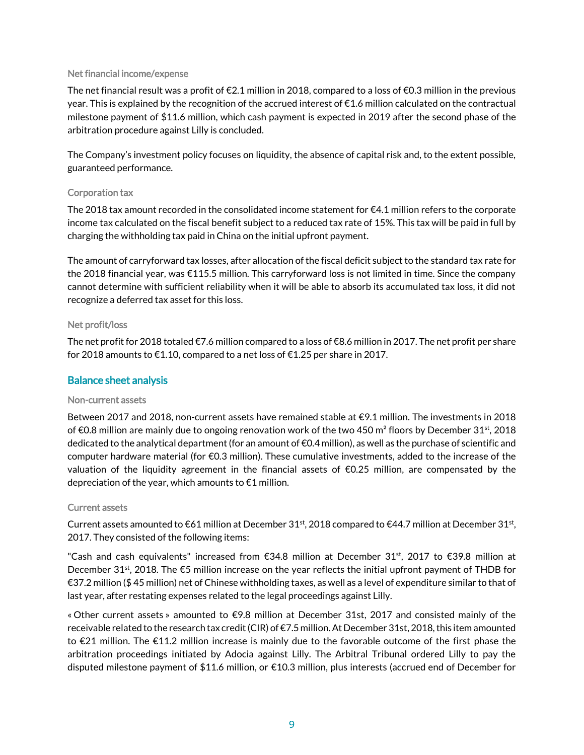### Net financial income/expense

The net financial result was a profit of €2.1 million in 2018, compared to a loss of €0.3 million in the previous year. This is explained by the recognition of the accrued interest of €1.6 million calculated on the contractual milestone payment of $11.6 million, which cash payment is expected in 2019 after the second phase of the arbitration procedure against Lilly is concluded.

The Company's investment policy focuses on liquidity, the absence of capital risk and, to the extent possible, guaranteed performance.

### Corporation tax

The 2018 tax amount recorded in the consolidated income statement for €4.1 million refers to the corporate income tax calculated on the fiscal benefit subject to a reduced tax rate of 15%. This tax will be paid in full by charging the withholding tax paid in China on the initial upfront payment.

The amount of carryforward tax losses, after allocation of the fiscal deficit subject to the standard tax rate for the 2018 financial year, was €115.5 million. This carryforward loss is not limited in time. Since the company cannot determine with sufficient reliability when it will be able to absorb its accumulated tax loss, it did not recognize a deferred tax asset for this loss.

### Net profit/loss

The net profit for 2018 totaled €7.6 million compared to a loss of €8.6 million in 2017. The net profit per share for 2018 amounts to €1.10, compared to a net loss of €1.25 per share in 2017.

## Balance sheet analysis

### Non-current assets

Between 2017 and 2018, non-current assets have remained stable at €9.1 million. The investments in 2018 of €0.8 million are mainly due to ongoing renovation work of the two 450 m² floors by December 31st, 2018 dedicated to the analytical department (for an amount of €0.4 million), as well as the purchase of scientific and computer hardware material (for €0.3 million). These cumulative investments, added to the increase of the valuation of the liquidity agreement in the financial assets of €0.25 million, are compensated by the depreciation of the year, which amounts to €1 million.

### Current assets

Current assets amounted to €61 million at December 31st, 2018 compared to €44.7 million at December 31st, 2017. They consisted of the following items:

"Cash and cash equivalents" increased from €34.8 million at December 31st, 2017 to €39.8 million at December 31st, 2018. The €5 million increase on the year reflects the initial upfront payment of THDB for €37.2 million ($ 45 million) net of Chinese withholding taxes, as well as a level of expenditure similar to that of last year, after restating expenses related to the legal proceedings against Lilly.

« Other current assets » amounted to €9.8 million at December 31st, 2017 and consisted mainly of the receivable related to the research tax credit (CIR) of €7.5 million. At December 31st, 2018, this item amounted to €21 million. The €11.2 million increase is mainly due to the favorable outcome of the first phase the arbitration proceedings initiated by Adocia against Lilly. The Arbitral Tribunal ordered Lilly to pay the disputed milestone payment of $11.6 million, or €10.3 million, plus interests (accrued end of December for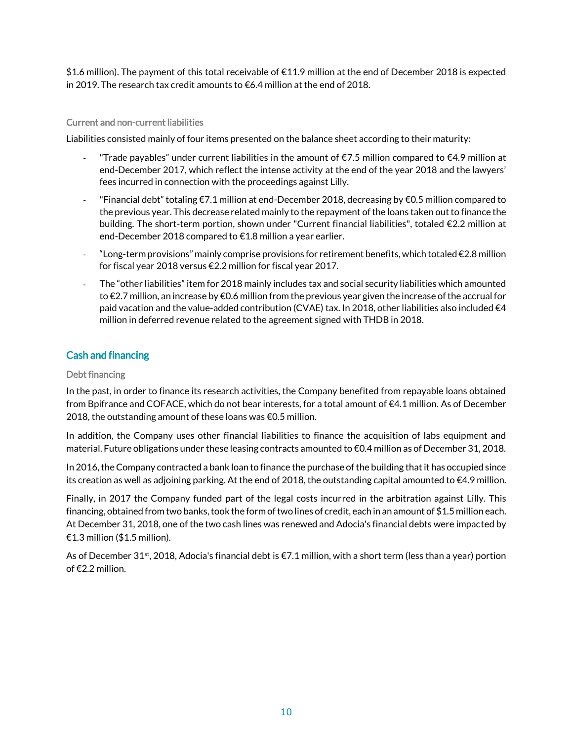$1.6 million). The payment of this total receivable of €11.9 million at the end of December 2018 is expected in 2019. The research tax credit amounts to €6.4 million at the end of 2018.

### Current and non-current liabilities

Liabilities consisted mainly of four items presented on the balance sheet according to their maturity:

- "Trade payables" under current liabilities in the amount of €7.5 million compared to €4.9 million at end-December 2017, which reflect the intense activity at the end of the year 2018 and the lawyers' fees incurred in connection with the proceedings against Lilly.
- "Financial debt" totaling €7.1 million at end-December 2018, decreasing by €0.5 million compared to the previous year. This decrease related mainly to the repayment of the loans taken out to finance the building. The short-term portion, shown under "Current financial liabilities", totaled €2.2 million at end-December 2018 compared to €1.8 million a year earlier.
- "Long-term provisions" mainly comprise provisions for retirement benefits, which totaled €2.8 million for fiscal year 2018 versus €2.2 million for fiscal year 2017.
- The "other liabilities" item for 2018 mainly includes tax and social security liabilities which amounted to €2.7 million, an increase by €0.6 million from the previous year given the increase of the accrual for paid vacation and the value-added contribution (CVAE) tax. In 2018, other liabilities also included €4 million in deferred revenue related to the agreement signed with THDB in 2018.

## Cash and financing

### Debt financing

In the past, in order to finance its research activities, the Company benefited from repayable loans obtained from Bpifrance and COFACE, which do not bear interests, for a total amount of €4.1 million. As of December 2018, the outstanding amount of these loans was €0.5 million.

In addition, the Company uses other financial liabilities to finance the acquisition of labs equipment and material. Future obligations under these leasing contracts amounted to €0.4 million as of December 31, 2018.

In 2016, the Company contracted a bank loan to finance the purchase of the building that it has occupied since its creation as well as adjoining parking. At the end of 2018, the outstanding capital amounted to €4.9 million.

Finally, in 2017 the Company funded part of the legal costs incurred in the arbitration against Lilly. This financing, obtained from two banks, took the form of two lines of credit, each in an amount of $1.5 million each. At December 31, 2018, one of the two cash lines was renewed and Adocia's financial debts were impacted by €1.3 million ($1.5 million).

As of December 31st, 2018, Adocia's financial debt is €7.1 million, with a short term (less than a year) portion of €2.2 million.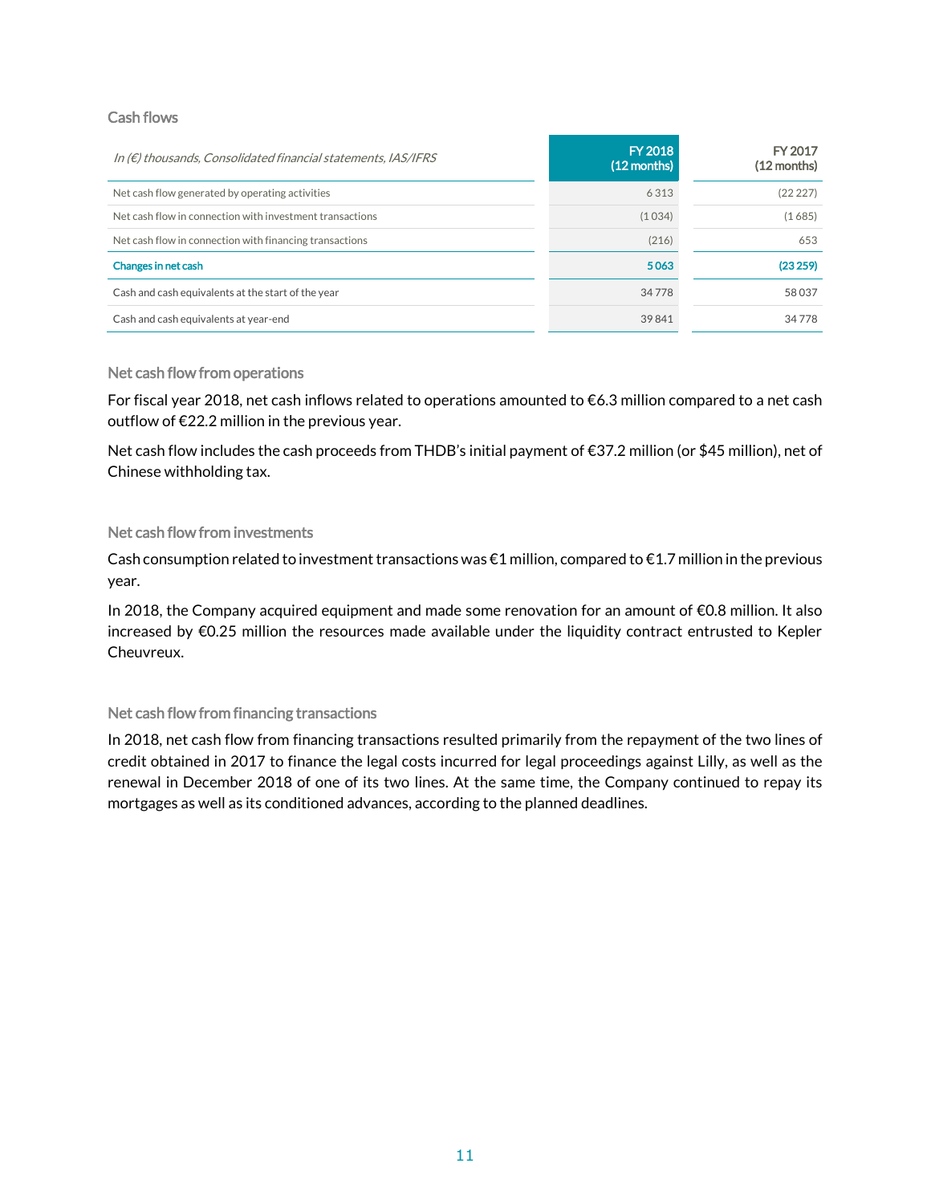## Cash flows

| *In (€) thousands, Consolidated financial statements, IAS/IFRS* | FY 2018 (12 months) | FY 2017 (12 months) |
|---|---|---|
| Net cash flow generated by operating activities | 6 313 | (22 227) |
| Net cash flow in connection with investment transactions | (1 034) | (1 685) |
| Net cash flow in connection with financing transactions | (216) | 653 |
| **Changes in net cash** | **5 063** | **(23 259)** |
| Cash and cash equivalents at the start of the year | 34 778 | 58 037 |
| Cash and cash equivalents at year-end | 39 841 | 34 778 |

### Net cash flow from operations

For fiscal year 2018, net cash inflows related to operations amounted to €6.3 million compared to a net cash outflow of €22.2 million in the previous year.

Net cash flow includes the cash proceeds from THDB's initial payment of €37.2 million (or $45 million), net of Chinese withholding tax.

### Net cash flow from investments

Cash consumption related to investment transactions was €1 million, compared to €1.7 million in the previous year.

In 2018, the Company acquired equipment and made some renovation for an amount of €0.8 million. It also increased by €0.25 million the resources made available under the liquidity contract entrusted to Kepler Cheuvreux.

### Net cash flow from financing transactions

In 2018, net cash flow from financing transactions resulted primarily from the repayment of the two lines of credit obtained in 2017 to finance the legal costs incurred for legal proceedings against Lilly, as well as the renewal in December 2018 of one of its two lines. At the same time, the Company continued to repay its mortgages as well as its conditioned advances, according to the planned deadlines.